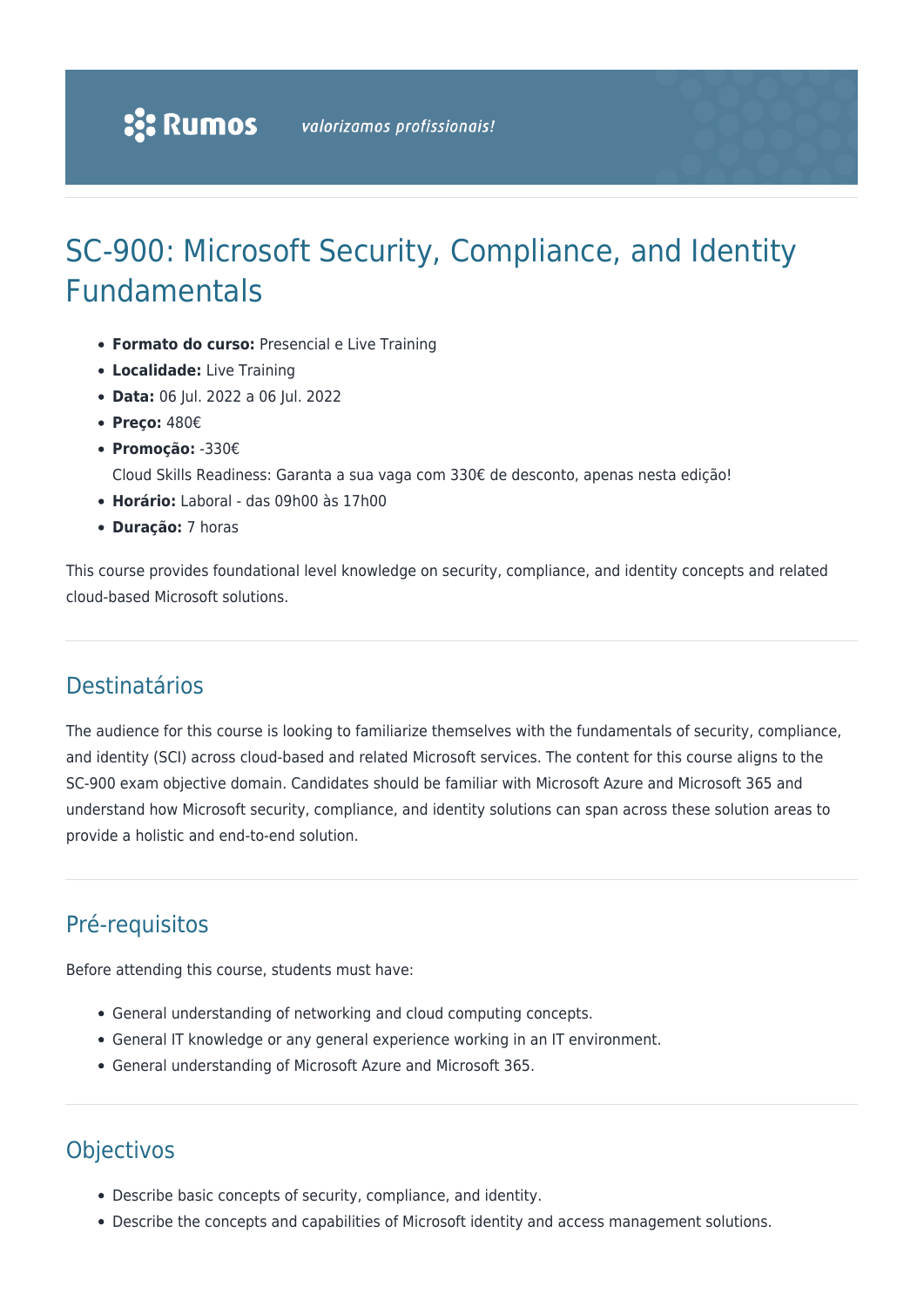# SC-900: Microsoft Security, Compliance, and Identity Fundamentals

- **Formato do curso:** Presencial e Live Training
- **Localidade:** Live Training
- **Data:** 06 Jul. 2022 a 06 Jul. 2022
- **Preço:** 480€
- **Promoção:** -330€
  Cloud Skills Readiness: Garanta a sua vaga com 330€ de desconto, apenas nesta edição!
- **Horário:** Laboral - das 09h00 às 17h00
- **Duração:** 7 horas

This course provides foundational level knowledge on security, compliance, and identity concepts and related cloud-based Microsoft solutions.

## Destinatários

The audience for this course is looking to familiarize themselves with the fundamentals of security, compliance, and identity (SCI) across cloud-based and related Microsoft services. The content for this course aligns to the SC-900 exam objective domain. Candidates should be familiar with Microsoft Azure and Microsoft 365 and understand how Microsoft security, compliance, and identity solutions can span across these solution areas to provide a holistic and end-to-end solution.

## Pré-requisitos

Before attending this course, students must have:

- General understanding of networking and cloud computing concepts.
- General IT knowledge or any general experience working in an IT environment.
- General understanding of Microsoft Azure and Microsoft 365.

## Objectivos

- Describe basic concepts of security, compliance, and identity.
- Describe the concepts and capabilities of Microsoft identity and access management solutions.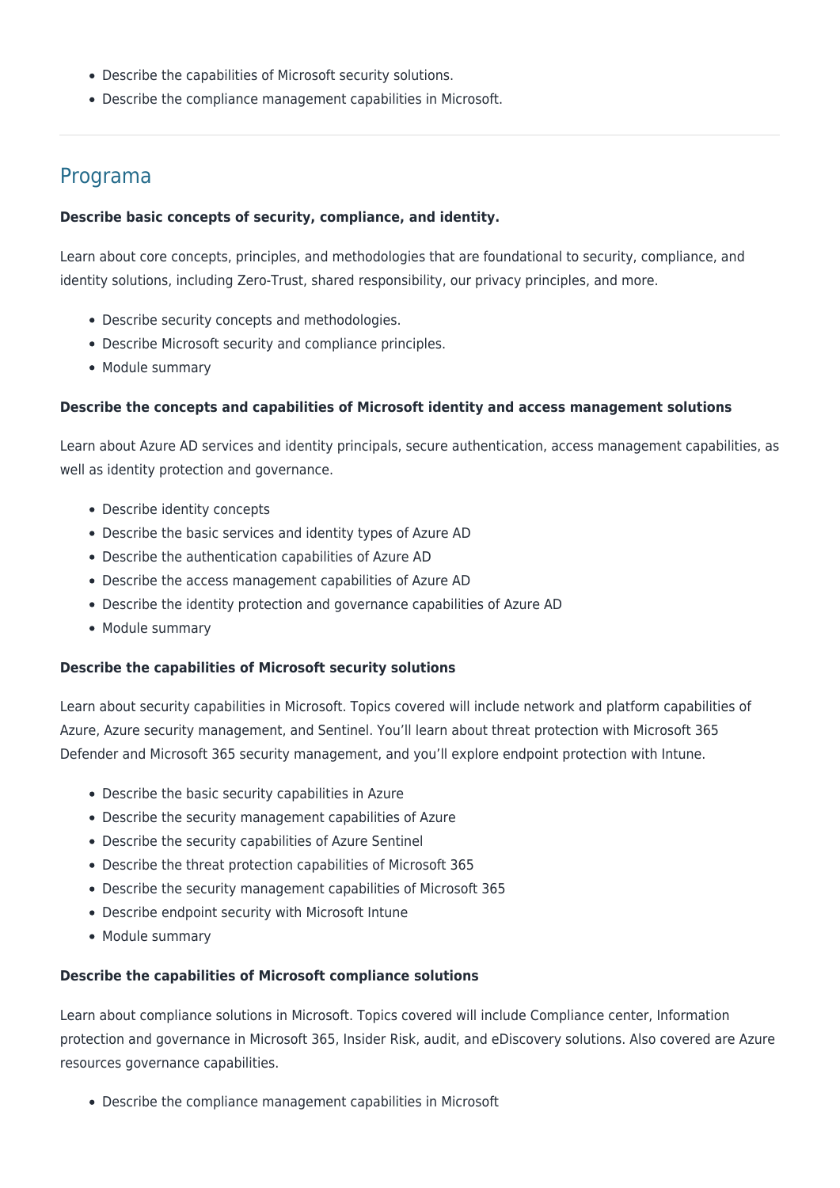- Describe the capabilities of Microsoft security solutions.
- Describe the compliance management capabilities in Microsoft.

---

## Programa

**Describe basic concepts of security, compliance, and identity.**

Learn about core concepts, principles, and methodologies that are foundational to security, compliance, and identity solutions, including Zero-Trust, shared responsibility, our privacy principles, and more.

- Describe security concepts and methodologies.
- Describe Microsoft security and compliance principles.
- Module summary

**Describe the concepts and capabilities of Microsoft identity and access management solutions**

Learn about Azure AD services and identity principals, secure authentication, access management capabilities, as well as identity protection and governance.

- Describe identity concepts
- Describe the basic services and identity types of Azure AD
- Describe the authentication capabilities of Azure AD
- Describe the access management capabilities of Azure AD
- Describe the identity protection and governance capabilities of Azure AD
- Module summary

**Describe the capabilities of Microsoft security solutions**

Learn about security capabilities in Microsoft. Topics covered will include network and platform capabilities of Azure, Azure security management, and Sentinel. You'll learn about threat protection with Microsoft 365 Defender and Microsoft 365 security management, and you'll explore endpoint protection with Intune.

- Describe the basic security capabilities in Azure
- Describe the security management capabilities of Azure
- Describe the security capabilities of Azure Sentinel
- Describe the threat protection capabilities of Microsoft 365
- Describe the security management capabilities of Microsoft 365
- Describe endpoint security with Microsoft Intune
- Module summary

**Describe the capabilities of Microsoft compliance solutions**

Learn about compliance solutions in Microsoft. Topics covered will include Compliance center, Information protection and governance in Microsoft 365, Insider Risk, audit, and eDiscovery solutions. Also covered are Azure resources governance capabilities.

- Describe the compliance management capabilities in Microsoft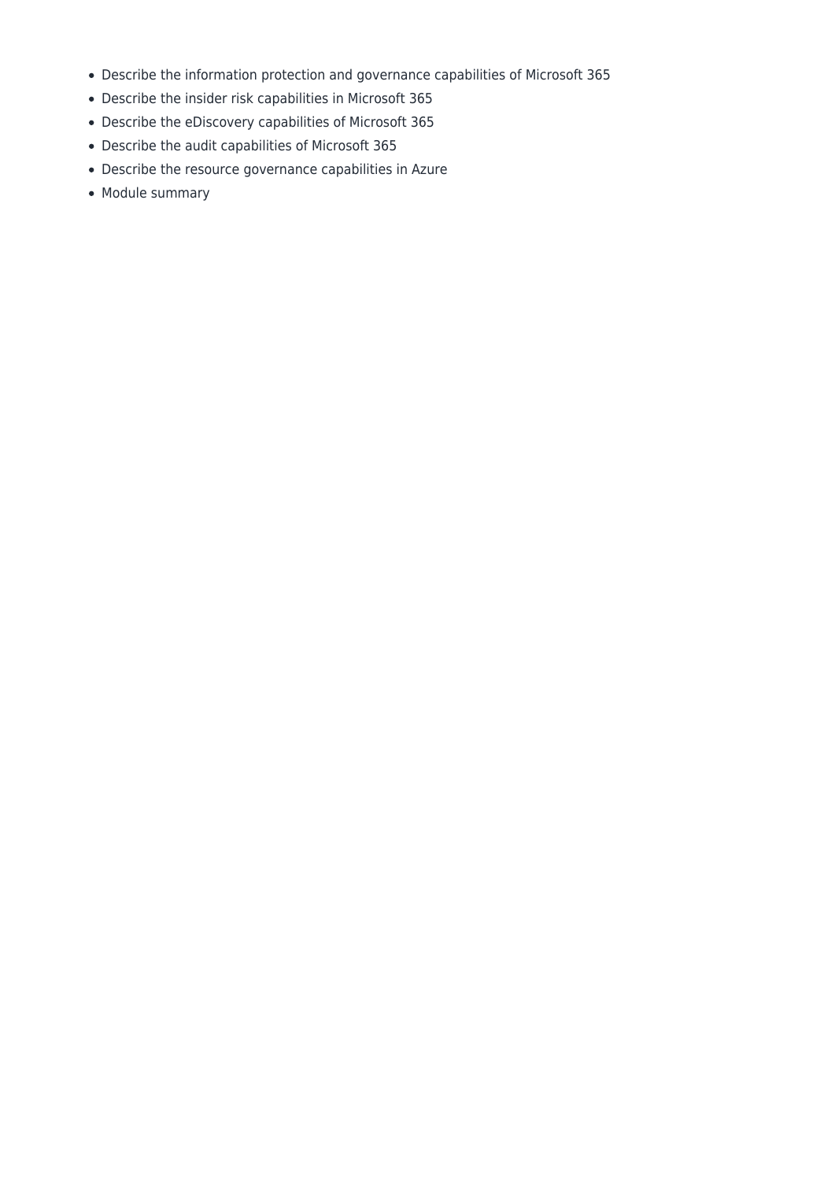- Describe the information protection and governance capabilities of Microsoft 365
- Describe the insider risk capabilities in Microsoft 365
- Describe the eDiscovery capabilities of Microsoft 365
- Describe the audit capabilities of Microsoft 365
- Describe the resource governance capabilities in Azure
- Module summary